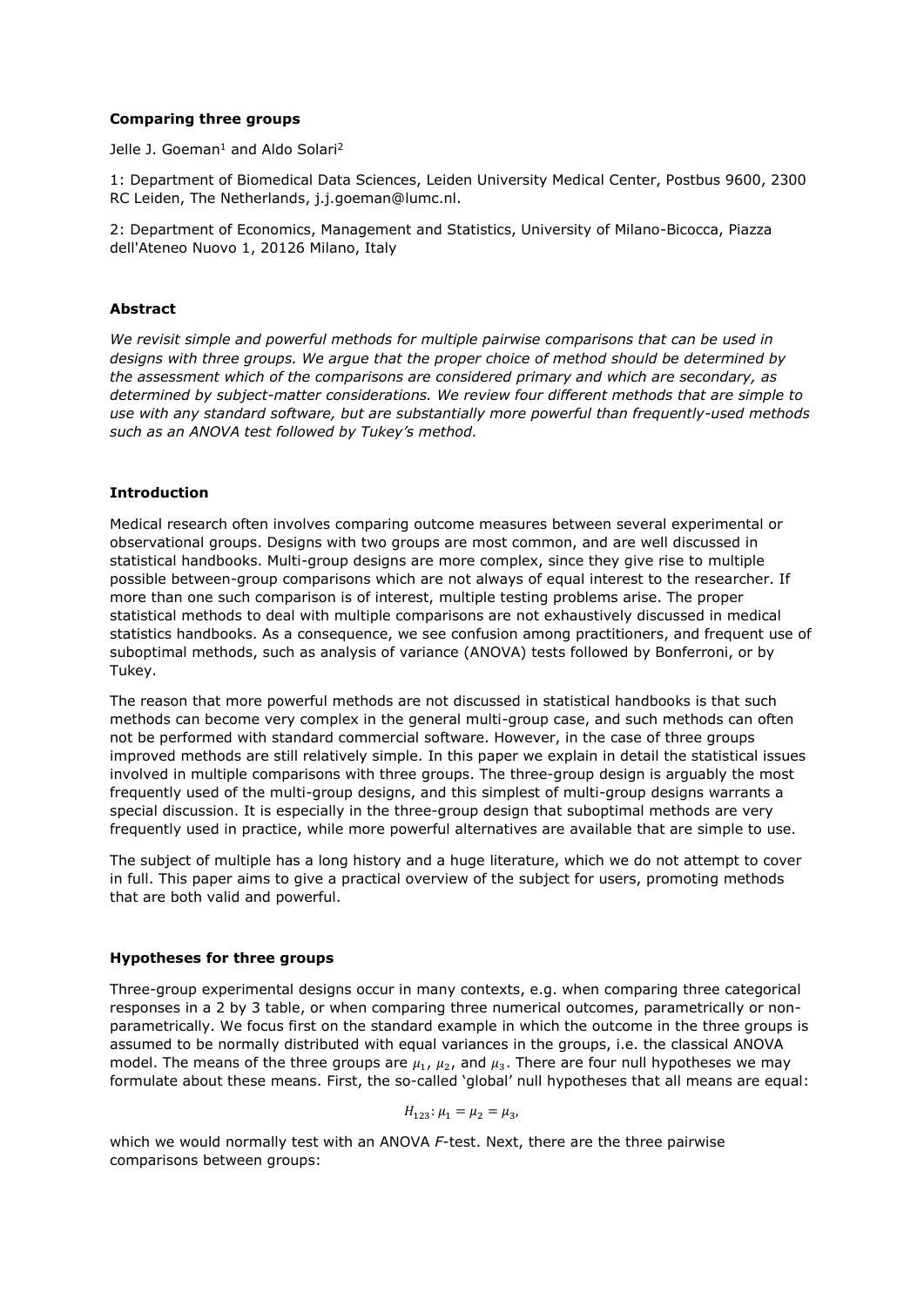**Comparing three groups**

Jelle J. Goeman[1] and Aldo Solari[2]

1: Department of Biomedical Data Sciences, Leiden University Medical Center, Postbus 9600, 2300 RC Leiden, The Netherlands, j.j.goeman@lumc.nl.

2: Department of Economics, Management and Statistics, University of Milano-Bicocca, Piazza dell'Ateneo Nuovo 1, 20126 Milano, Italy

**Abstract**

*We revisit simple and powerful methods for multiple pairwise comparisons that can be used in designs with three groups. We argue that the proper choice of method should be determined by the assessment which of the comparisons are considered primary and which are secondary, as determined by subject-matter considerations. We review four different methods that are simple to use with any standard software, but are substantially more powerful than frequently-used methods such as an ANOVA test followed by Tukey's method.*

**Introduction**

Medical research often involves comparing outcome measures between several experimental or observational groups. Designs with two groups are most common, and are well discussed in statistical handbooks. Multi-group designs are more complex, since they give rise to multiple possible between-group comparisons which are not always of equal interest to the researcher. If more than one such comparison is of interest, multiple testing problems arise. The proper statistical methods to deal with multiple comparisons are not exhaustively discussed in medical statistics handbooks. As a consequence, we see confusion among practitioners, and frequent use of suboptimal methods, such as analysis of variance (ANOVA) tests followed by Bonferroni, or by Tukey.

The reason that more powerful methods are not discussed in statistical handbooks is that such methods can become very complex in the general multi-group case, and such methods can often not be performed with standard commercial software. However, in the case of three groups improved methods are still relatively simple. In this paper we explain in detail the statistical issues involved in multiple comparisons with three groups. The three-group design is arguably the most frequently used of the multi-group designs, and this simplest of multi-group designs warrants a special discussion. It is especially in the three-group design that suboptimal methods are very frequently used in practice, while more powerful alternatives are available that are simple to use.

The subject of multiple has a long history and a huge literature, which we do not attempt to cover in full. This paper aims to give a practical overview of the subject for users, promoting methods that are both valid and powerful.

**Hypotheses for three groups**

Three-group experimental designs occur in many contexts, e.g. when comparing three categorical responses in a 2 by 3 table, or when comparing three numerical outcomes, parametrically or non-parametrically. We focus first on the standard example in which the outcome in the three groups is assumed to be normally distributed with equal variances in the groups, i.e. the classical ANOVA model. The means of the three groups are $\mu_1$, $\mu_2$, and $\mu_3$. There are four null hypotheses we may formulate about these means. First, the so-called 'global' null hypotheses that all means are equal:

$$H_{123}: \mu_1 = \mu_2 = \mu_3,$$

which we would normally test with an ANOVA *F*-test. Next, there are the three pairwise comparisons between groups: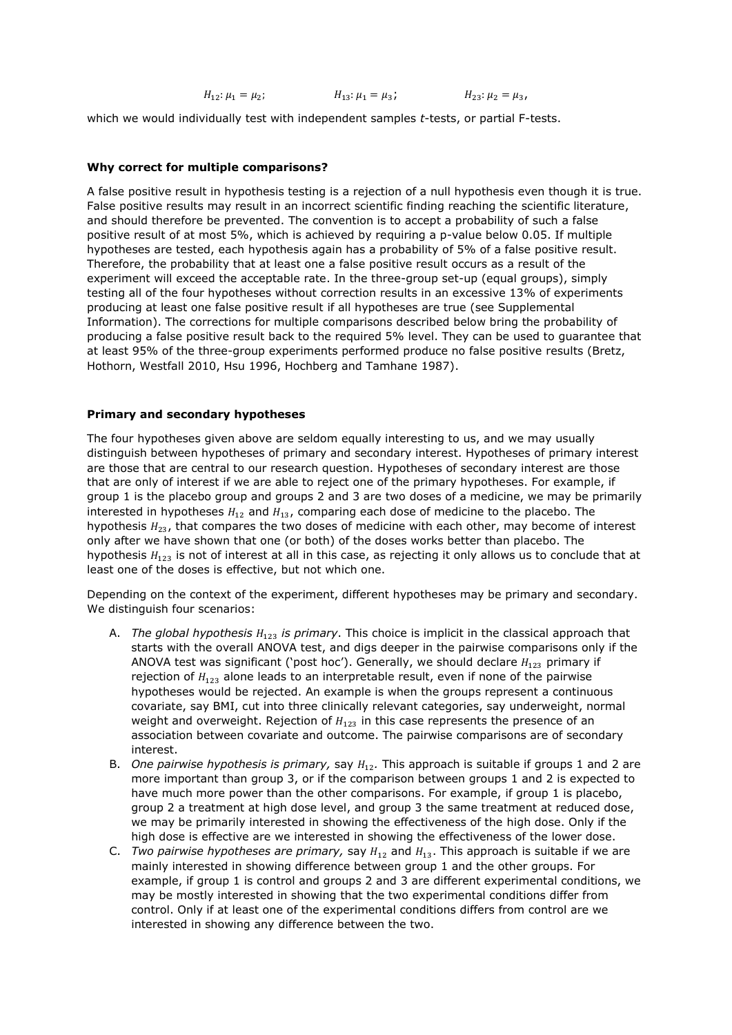$$H_{12}: \mu_1 = \mu_2; \qquad H_{13}: \mu_1 = \mu_3; \qquad H_{23}: \mu_2 = \mu_3,$$

which we would individually test with independent samples *t*-tests, or partial F-tests.

**Why correct for multiple comparisons?**

A false positive result in hypothesis testing is a rejection of a null hypothesis even though it is true. False positive results may result in an incorrect scientific finding reaching the scientific literature, and should therefore be prevented. The convention is to accept a probability of such a false positive result of at most 5%, which is achieved by requiring a p-value below 0.05. If multiple hypotheses are tested, each hypothesis again has a probability of 5% of a false positive result. Therefore, the probability that at least one a false positive result occurs as a result of the experiment will exceed the acceptable rate. In the three-group set-up (equal groups), simply testing all of the four hypotheses without correction results in an excessive 13% of experiments producing at least one false positive result if all hypotheses are true (see Supplemental Information). The corrections for multiple comparisons described below bring the probability of producing a false positive result back to the required 5% level. They can be used to guarantee that at least 95% of the three-group experiments performed produce no false positive results (Bretz, Hothorn, Westfall 2010, Hsu 1996, Hochberg and Tamhane 1987).

**Primary and secondary hypotheses**

The four hypotheses given above are seldom equally interesting to us, and we may usually distinguish between hypotheses of primary and secondary interest. Hypotheses of primary interest are those that are central to our research question. Hypotheses of secondary interest are those that are only of interest if we are able to reject one of the primary hypotheses. For example, if group 1 is the placebo group and groups 2 and 3 are two doses of a medicine, we may be primarily interested in hypotheses $H_{12}$ and $H_{13}$, comparing each dose of medicine to the placebo. The hypothesis $H_{23}$, that compares the two doses of medicine with each other, may become of interest only after we have shown that one (or both) of the doses works better than placebo. The hypothesis $H_{123}$ is not of interest at all in this case, as rejecting it only allows us to conclude that at least one of the doses is effective, but not which one.

Depending on the context of the experiment, different hypotheses may be primary and secondary. We distinguish four scenarios:

A. *The global hypothesis $H_{123}$ is primary*. This choice is implicit in the classical approach that starts with the overall ANOVA test, and digs deeper in the pairwise comparisons only if the ANOVA test was significant ('post hoc'). Generally, we should declare $H_{123}$ primary if rejection of $H_{123}$ alone leads to an interpretable result, even if none of the pairwise hypotheses would be rejected. An example is when the groups represent a continuous covariate, say BMI, cut into three clinically relevant categories, say underweight, normal weight and overweight. Rejection of $H_{123}$ in this case represents the presence of an association between covariate and outcome. The pairwise comparisons are of secondary interest.
B. *One pairwise hypothesis is primary,* say $H_{12}$. This approach is suitable if groups 1 and 2 are more important than group 3, or if the comparison between groups 1 and 2 is expected to have much more power than the other comparisons. For example, if group 1 is placebo, group 2 a treatment at high dose level, and group 3 the same treatment at reduced dose, we may be primarily interested in showing the effectiveness of the high dose. Only if the high dose is effective are we interested in showing the effectiveness of the lower dose.
C. *Two pairwise hypotheses are primary,* say $H_{12}$ and $H_{13}$. This approach is suitable if we are mainly interested in showing difference between group 1 and the other groups. For example, if group 1 is control and groups 2 and 3 are different experimental conditions, we may be mostly interested in showing that the two experimental conditions differ from control. Only if at least one of the experimental conditions differs from control are we interested in showing any difference between the two.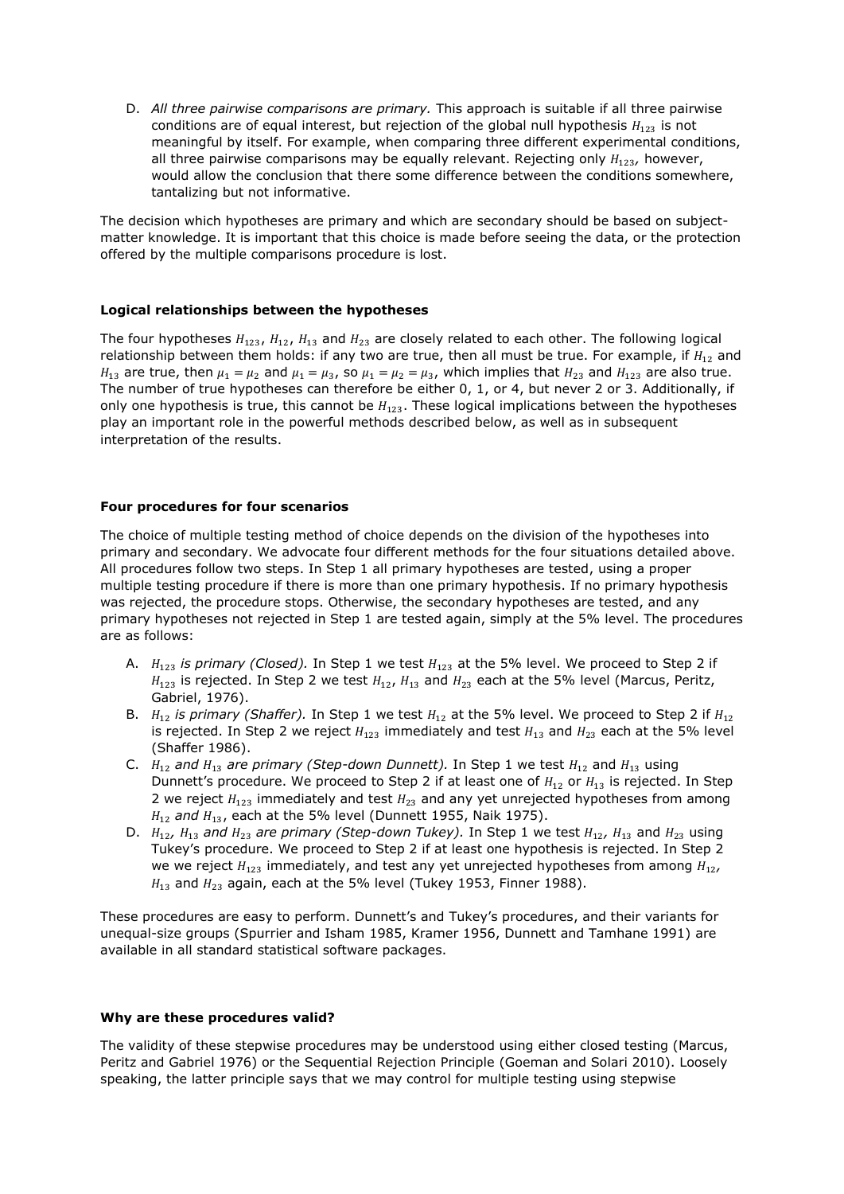D. *All three pairwise comparisons are primary.* This approach is suitable if all three pairwise conditions are of equal interest, but rejection of the global null hypothesis $H_{123}$ is not meaningful by itself. For example, when comparing three different experimental conditions, all three pairwise comparisons may be equally relevant. Rejecting only $H_{123}$, however, would allow the conclusion that there some difference between the conditions somewhere, tantalizing but not informative.

The decision which hypotheses are primary and which are secondary should be based on subject-matter knowledge. It is important that this choice is made before seeing the data, or the protection offered by the multiple comparisons procedure is lost.

**Logical relationships between the hypotheses**

The four hypotheses $H_{123}$, $H_{12}$, $H_{13}$ and $H_{23}$ are closely related to each other. The following logical relationship between them holds: if any two are true, then all must be true. For example, if $H_{12}$ and $H_{13}$ are true, then $\mu_1 = \mu_2$ and $\mu_1 = \mu_3$, so $\mu_1 = \mu_2 = \mu_3$, which implies that $H_{23}$ and $H_{123}$ are also true. The number of true hypotheses can therefore be either 0, 1, or 4, but never 2 or 3. Additionally, if only one hypothesis is true, this cannot be $H_{123}$. These logical implications between the hypotheses play an important role in the powerful methods described below, as well as in subsequent interpretation of the results.

**Four procedures for four scenarios**

The choice of multiple testing method of choice depends on the division of the hypotheses into primary and secondary. We advocate four different methods for the four situations detailed above. All procedures follow two steps. In Step 1 all primary hypotheses are tested, using a proper multiple testing procedure if there is more than one primary hypothesis. If no primary hypothesis was rejected, the procedure stops. Otherwise, the secondary hypotheses are tested, and any primary hypotheses not rejected in Step 1 are tested again, simply at the 5% level. The procedures are as follows:

A. $H_{123}$ *is primary (Closed).* In Step 1 we test $H_{123}$ at the 5% level. We proceed to Step 2 if $H_{123}$ is rejected. In Step 2 we test $H_{12}$, $H_{13}$ and $H_{23}$ each at the 5% level (Marcus, Peritz, Gabriel, 1976).

B. $H_{12}$ *is primary (Shaffer).* In Step 1 we test $H_{12}$ at the 5% level. We proceed to Step 2 if $H_{12}$ is rejected. In Step 2 we reject $H_{123}$ immediately and test $H_{13}$ and $H_{23}$ each at the 5% level (Shaffer 1986).

C. $H_{12}$ *and* $H_{13}$ *are primary (Step-down Dunnett).* In Step 1 we test $H_{12}$ and $H_{13}$ using Dunnett's procedure. We proceed to Step 2 if at least one of $H_{12}$ or $H_{13}$ is rejected. In Step 2 we reject $H_{123}$ immediately and test $H_{23}$ and any yet unrejected hypotheses from among $H_{12}$ *and* $H_{13}$, each at the 5% level (Dunnett 1955, Naik 1975).

D. $H_{12}$, $H_{13}$ *and* $H_{23}$ *are primary (Step-down Tukey).* In Step 1 we test $H_{12}$, $H_{13}$ and $H_{23}$ using Tukey's procedure. We proceed to Step 2 if at least one hypothesis is rejected. In Step 2 we we reject $H_{123}$ immediately, and test any yet unrejected hypotheses from among $H_{12}$, $H_{13}$ and $H_{23}$ again, each at the 5% level (Tukey 1953, Finner 1988).

These procedures are easy to perform. Dunnett's and Tukey's procedures, and their variants for unequal-size groups (Spurrier and Isham 1985, Kramer 1956, Dunnett and Tamhane 1991) are available in all standard statistical software packages.

**Why are these procedures valid?**

The validity of these stepwise procedures may be understood using either closed testing (Marcus, Peritz and Gabriel 1976) or the Sequential Rejection Principle (Goeman and Solari 2010). Loosely speaking, the latter principle says that we may control for multiple testing using stepwise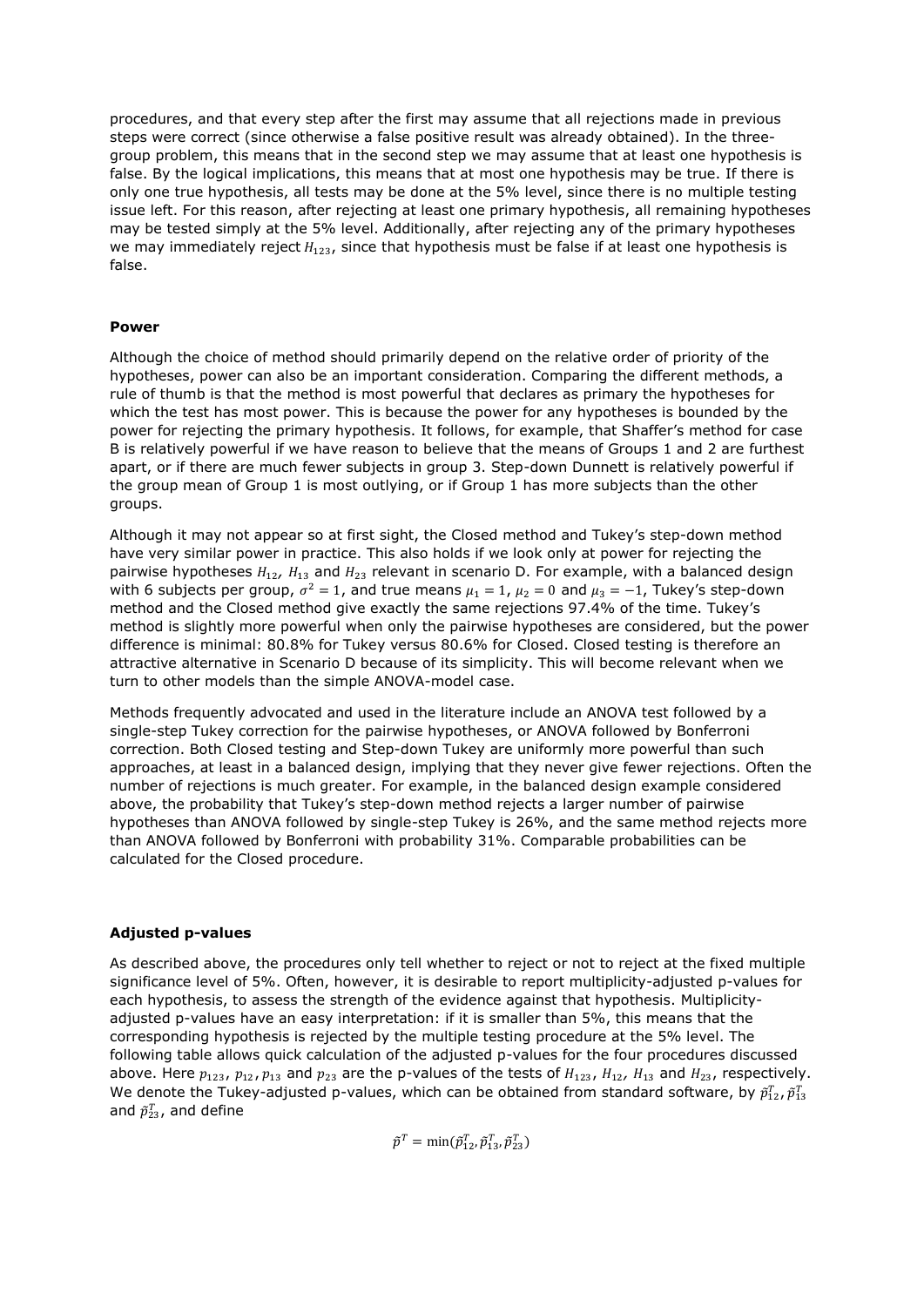procedures, and that every step after the first may assume that all rejections made in previous steps were correct (since otherwise a false positive result was already obtained). In the three-group problem, this means that in the second step we may assume that at least one hypothesis is false. By the logical implications, this means that at most one hypothesis may be true. If there is only one true hypothesis, all tests may be done at the 5% level, since there is no multiple testing issue left. For this reason, after rejecting at least one primary hypothesis, all remaining hypotheses may be tested simply at the 5% level. Additionally, after rejecting any of the primary hypotheses we may immediately reject $H_{123}$, since that hypothesis must be false if at least one hypothesis is false.

### Power

Although the choice of method should primarily depend on the relative order of priority of the hypotheses, power can also be an important consideration. Comparing the different methods, a rule of thumb is that the method is most powerful that declares as primary the hypotheses for which the test has most power. This is because the power for any hypotheses is bounded by the power for rejecting the primary hypothesis. It follows, for example, that Shaffer's method for case B is relatively powerful if we have reason to believe that the means of Groups 1 and 2 are furthest apart, or if there are much fewer subjects in group 3. Step-down Dunnett is relatively powerful if the group mean of Group 1 is most outlying, or if Group 1 has more subjects than the other groups.

Although it may not appear so at first sight, the Closed method and Tukey's step-down method have very similar power in practice. This also holds if we look only at power for rejecting the pairwise hypotheses $H_{12}$, $H_{13}$ and $H_{23}$ relevant in scenario D. For example, with a balanced design with 6 subjects per group, $\sigma^2 = 1$, and true means $\mu_1 = 1$, $\mu_2 = 0$ and $\mu_3 = -1$, Tukey's step-down method and the Closed method give exactly the same rejections 97.4% of the time. Tukey's method is slightly more powerful when only the pairwise hypotheses are considered, but the power difference is minimal: 80.8% for Tukey versus 80.6% for Closed. Closed testing is therefore an attractive alternative in Scenario D because of its simplicity. This will become relevant when we turn to other models than the simple ANOVA-model case.

Methods frequently advocated and used in the literature include an ANOVA test followed by a single-step Tukey correction for the pairwise hypotheses, or ANOVA followed by Bonferroni correction. Both Closed testing and Step-down Tukey are uniformly more powerful than such approaches, at least in a balanced design, implying that they never give fewer rejections. Often the number of rejections is much greater. For example, in the balanced design example considered above, the probability that Tukey's step-down method rejects a larger number of pairwise hypotheses than ANOVA followed by single-step Tukey is 26%, and the same method rejects more than ANOVA followed by Bonferroni with probability 31%. Comparable probabilities can be calculated for the Closed procedure.

### Adjusted p-values

As described above, the procedures only tell whether to reject or not to reject at the fixed multiple significance level of 5%. Often, however, it is desirable to report multiplicity-adjusted p-values for each hypothesis, to assess the strength of the evidence against that hypothesis. Multiplicity-adjusted p-values have an easy interpretation: if it is smaller than 5%, this means that the corresponding hypothesis is rejected by the multiple testing procedure at the 5% level. The following table allows quick calculation of the adjusted p-values for the four procedures discussed above. Here $p_{123}$, $p_{12}$, $p_{13}$ and $p_{23}$ are the p-values of the tests of $H_{123}$, $H_{12}$, $H_{13}$ and $H_{23}$, respectively. We denote the Tukey-adjusted p-values, which can be obtained from standard software, by $\tilde{p}_{12}^T$, $\tilde{p}_{13}^T$ and $\tilde{p}_{23}^T$, and define

$$\tilde{p}^T = \min(\tilde{p}_{12}^T, \tilde{p}_{13}^T, \tilde{p}_{23}^T)$$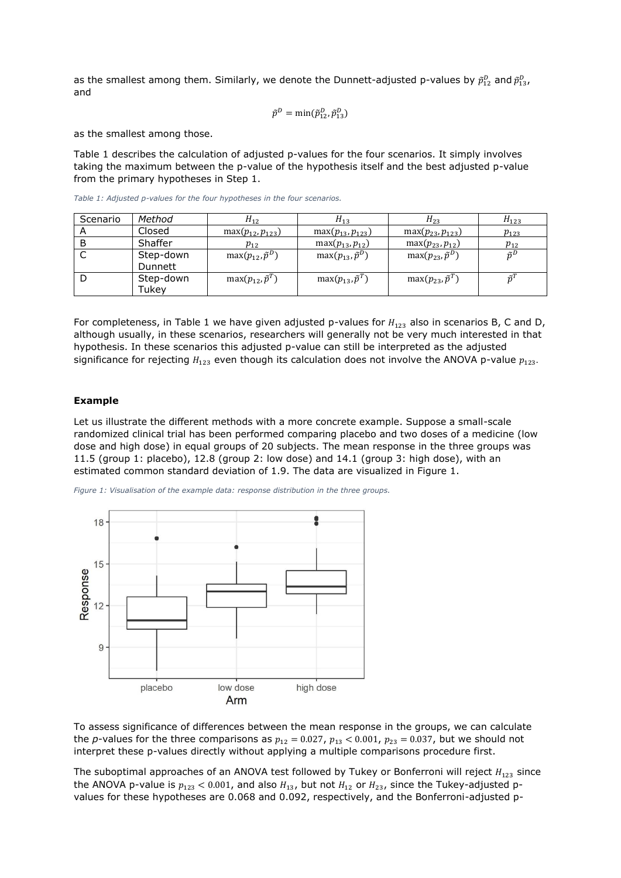as the smallest among them. Similarly, we denote the Dunnett-adjusted p-values by $\tilde{p}^D_{12}$ and $\tilde{p}^D_{13}$, and

$$\tilde{p}^D = \min(\tilde{p}^D_{12}, \tilde{p}^D_{13})$$

as the smallest among those.

Table 1 describes the calculation of adjusted p-values for the four scenarios. It simply involves taking the maximum between the p-value of the hypothesis itself and the best adjusted p-value from the primary hypotheses in Step 1.

*Table 1: Adjusted p-values for the four hypotheses in the four scenarios.*

| Scenario | *Method* | $H_{12}$ | $H_{13}$ | $H_{23}$ | $H_{123}$ |
|---|---|---|---|---|---|
| A | Closed | $\max(p_{12}, p_{123})$ | $\max(p_{13}, p_{123})$ | $\max(p_{23}, p_{123})$ | $p_{123}$ |
| B | Shaffer | $p_{12}$ | $\max(p_{13}, p_{12})$ | $\max(p_{23}, p_{12})$ | $p_{12}$ |
| C | Step-down Dunnett | $\max(p_{12}, \tilde{p}^D)$ | $\max(p_{13}, \tilde{p}^D)$ | $\max(p_{23}, \tilde{p}^D)$ | $\tilde{p}^D$ |
| D | Step-down Tukey | $\max(p_{12}, \tilde{p}^T)$ | $\max(p_{13}, \tilde{p}^T)$ | $\max(p_{23}, \tilde{p}^T)$ | $\tilde{p}^T$ |

For completeness, in Table 1 we have given adjusted p-values for $H_{123}$ also in scenarios B, C and D, although usually, in these scenarios, researchers will generally not be very much interested in that hypothesis. In these scenarios this adjusted p-value can still be interpreted as the adjusted significance for rejecting $H_{123}$ even though its calculation does not involve the ANOVA p-value $p_{123}$.

**Example**

Let us illustrate the different methods with a more concrete example. Suppose a small-scale randomized clinical trial has been performed comparing placebo and two doses of a medicine (low dose and high dose) in equal groups of 20 subjects. The mean response in the three groups was 11.5 (group 1: placebo), 12.8 (group 2: low dose) and 14.1 (group 3: high dose), with an estimated common standard deviation of 1.9. The data are visualized in Figure 1.

*Figure 1: Visualisation of the example data: response distribution in the three groups.*

To assess significance of differences between the mean response in the groups, we can calculate the *p*-values for the three comparisons as $p_{12} = 0.027$, $p_{13} < 0.001$, $p_{23} = 0.037$, but we should not interpret these p-values directly without applying a multiple comparisons procedure first.

The suboptimal approaches of an ANOVA test followed by Tukey or Bonferroni will reject $H_{123}$ since the ANOVA p-value is $p_{123} < 0.001$, and also $H_{13}$, but not $H_{12}$ or $H_{23}$, since the Tukey-adjusted p-values for these hypotheses are 0.068 and 0.092, respectively, and the Bonferroni-adjusted p-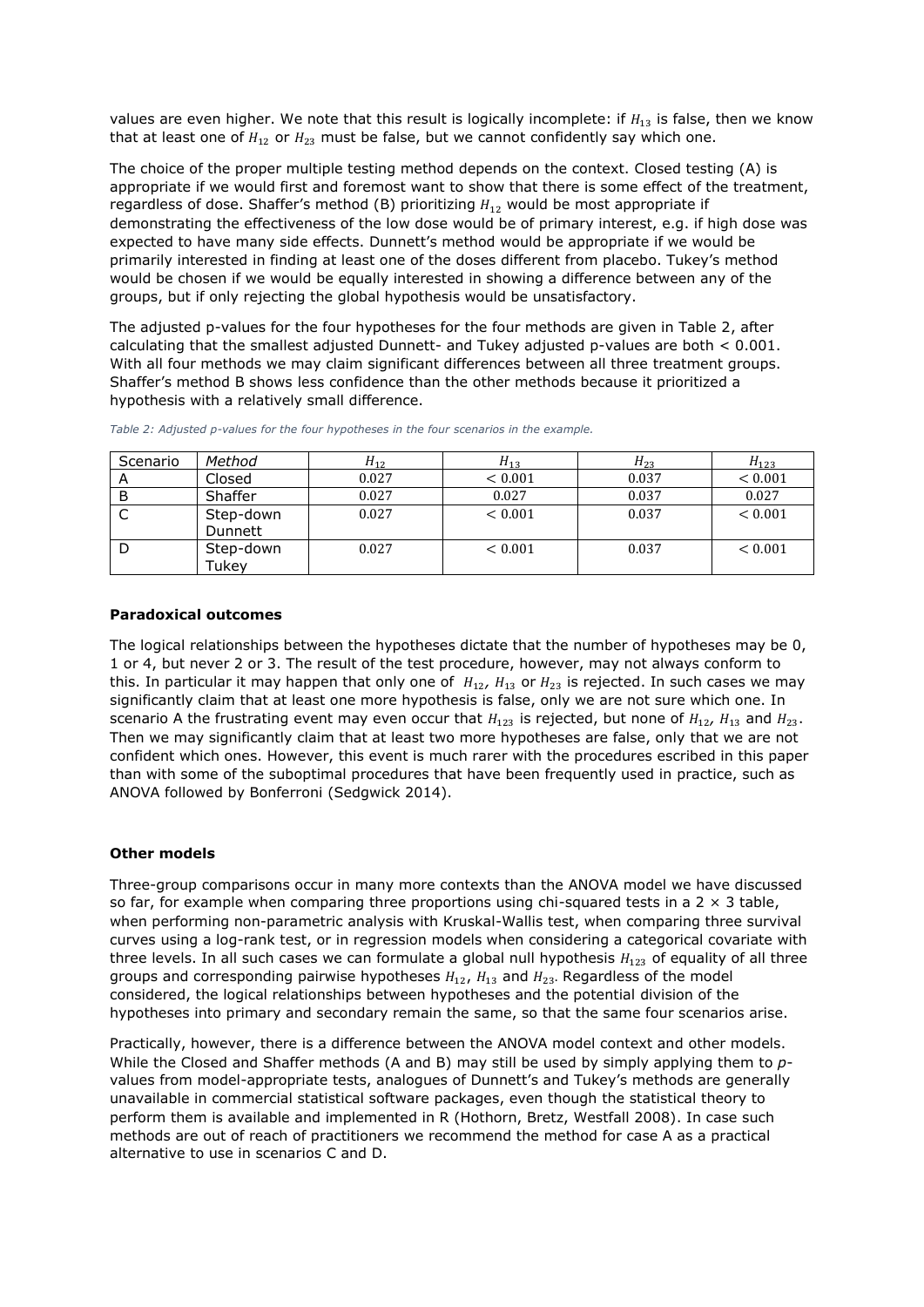values are even higher. We note that this result is logically incomplete: if $H_{13}$ is false, then we know that at least one of $H_{12}$ or $H_{23}$ must be false, but we cannot confidently say which one.

The choice of the proper multiple testing method depends on the context. Closed testing (A) is appropriate if we would first and foremost want to show that there is some effect of the treatment, regardless of dose. Shaffer's method (B) prioritizing $H_{12}$ would be most appropriate if demonstrating the effectiveness of the low dose would be of primary interest, e.g. if high dose was expected to have many side effects. Dunnett's method would be appropriate if we would be primarily interested in finding at least one of the doses different from placebo. Tukey's method would be chosen if we would be equally interested in showing a difference between any of the groups, but if only rejecting the global hypothesis would be unsatisfactory.

The adjusted p-values for the four hypotheses for the four methods are given in Table 2, after calculating that the smallest adjusted Dunnett- and Tukey adjusted p-values are both < 0.001. With all four methods we may claim significant differences between all three treatment groups. Shaffer's method B shows less confidence than the other methods because it prioritized a hypothesis with a relatively small difference.

*Table 2: Adjusted p-values for the four hypotheses in the four scenarios in the example.*

| Scenario | *Method* | $H_{12}$ | $H_{13}$ | $H_{23}$ | $H_{123}$ |
|---|---|---|---|---|---|
| A | Closed | 0.027 | $< 0.001$ | 0.037 | $< 0.001$ |
| B | Shaffer | 0.027 | 0.027 | 0.037 | 0.027 |
| C | Step-down Dunnett | 0.027 | $< 0.001$ | 0.037 | $< 0.001$ |
| D | Step-down Tukey | 0.027 | $< 0.001$ | 0.037 | $< 0.001$ |

**Paradoxical outcomes**

The logical relationships between the hypotheses dictate that the number of hypotheses may be 0, 1 or 4, but never 2 or 3. The result of the test procedure, however, may not always conform to this. In particular it may happen that only one of $H_{12}$, $H_{13}$ or $H_{23}$ is rejected. In such cases we may significantly claim that at least one more hypothesis is false, only we are not sure which one. In scenario A the frustrating event may even occur that $H_{123}$ is rejected, but none of $H_{12}$, $H_{13}$ and $H_{23}$. Then we may significantly claim that at least two more hypotheses are false, only that we are not confident which ones. However, this event is much rarer with the procedures escribed in this paper than with some of the suboptimal procedures that have been frequently used in practice, such as ANOVA followed by Bonferroni (Sedgwick 2014).

**Other models**

Three-group comparisons occur in many more contexts than the ANOVA model we have discussed so far, for example when comparing three proportions using chi-squared tests in a $2 \times 3$ table, when performing non-parametric analysis with Kruskal-Wallis test, when comparing three survival curves using a log-rank test, or in regression models when considering a categorical covariate with three levels. In all such cases we can formulate a global null hypothesis $H_{123}$ of equality of all three groups and corresponding pairwise hypotheses $H_{12}$, $H_{13}$ and $H_{23}$. Regardless of the model considered, the logical relationships between hypotheses and the potential division of the hypotheses into primary and secondary remain the same, so that the same four scenarios arise.

Practically, however, there is a difference between the ANOVA model context and other models. While the Closed and Shaffer methods (A and B) may still be used by simply applying them to *p*-values from model-appropriate tests, analogues of Dunnett's and Tukey's methods are generally unavailable in commercial statistical software packages, even though the statistical theory to perform them is available and implemented in R (Hothorn, Bretz, Westfall 2008). In case such methods are out of reach of practitioners we recommend the method for case A as a practical alternative to use in scenarios C and D.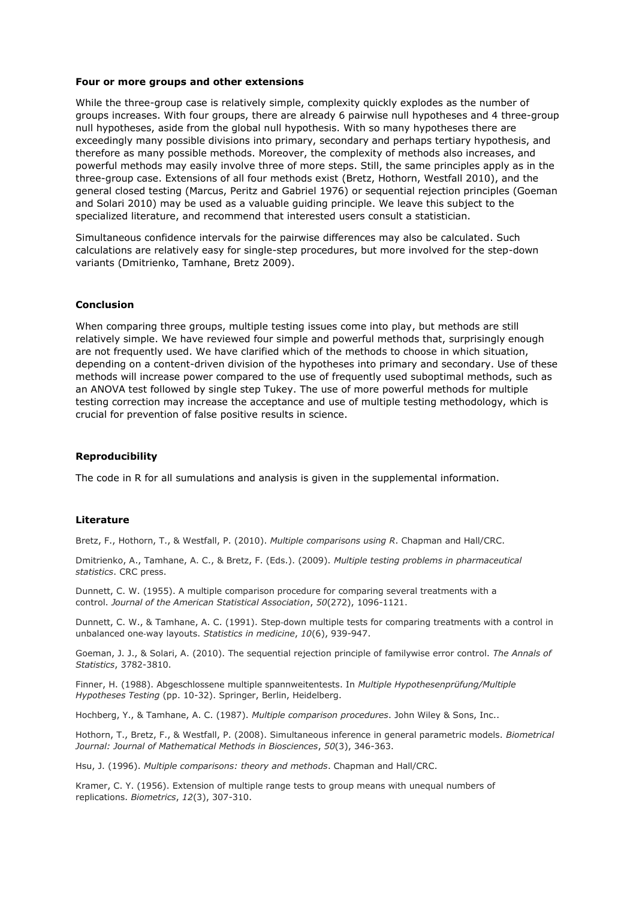**Four or more groups and other extensions**

While the three-group case is relatively simple, complexity quickly explodes as the number of groups increases. With four groups, there are already 6 pairwise null hypotheses and 4 three-group null hypotheses, aside from the global null hypothesis. With so many hypotheses there are exceedingly many possible divisions into primary, secondary and perhaps tertiary hypothesis, and therefore as many possible methods. Moreover, the complexity of methods also increases, and powerful methods may easily involve three of more steps. Still, the same principles apply as in the three-group case. Extensions of all four methods exist (Bretz, Hothorn, Westfall 2010), and the general closed testing (Marcus, Peritz and Gabriel 1976) or sequential rejection principles (Goeman and Solari 2010) may be used as a valuable guiding principle. We leave this subject to the specialized literature, and recommend that interested users consult a statistician.

Simultaneous confidence intervals for the pairwise differences may also be calculated. Such calculations are relatively easy for single-step procedures, but more involved for the step-down variants (Dmitrienko, Tamhane, Bretz 2009).

**Conclusion**

When comparing three groups, multiple testing issues come into play, but methods are still relatively simple. We have reviewed four simple and powerful methods that, surprisingly enough are not frequently used. We have clarified which of the methods to choose in which situation, depending on a content-driven division of the hypotheses into primary and secondary. Use of these methods will increase power compared to the use of frequently used suboptimal methods, such as an ANOVA test followed by single step Tukey. The use of more powerful methods for multiple testing correction may increase the acceptance and use of multiple testing methodology, which is crucial for prevention of false positive results in science.

**Reproducibility**

The code in R for all sumulations and analysis is given in the supplemental information.

**Literature**

Bretz, F., Hothorn, T., & Westfall, P. (2010). *Multiple comparisons using R*. Chapman and Hall/CRC.

Dmitrienko, A., Tamhane, A. C., & Bretz, F. (Eds.). (2009). *Multiple testing problems in pharmaceutical statistics*. CRC press.

Dunnett, C. W. (1955). A multiple comparison procedure for comparing several treatments with a control. *Journal of the American Statistical Association*, *50*(272), 1096-1121.

Dunnett, C. W., & Tamhane, A. C. (1991). Step‐down multiple tests for comparing treatments with a control in unbalanced one‐way layouts. *Statistics in medicine*, *10*(6), 939-947.

Goeman, J. J., & Solari, A. (2010). The sequential rejection principle of familywise error control. *The Annals of Statistics*, 3782-3810.

Finner, H. (1988). Abgeschlossene multiple spannweitentests. In *Multiple Hypothesenprüfung/Multiple Hypotheses Testing* (pp. 10-32). Springer, Berlin, Heidelberg.

Hochberg, Y., & Tamhane, A. C. (1987). *Multiple comparison procedures*. John Wiley & Sons, Inc..

Hothorn, T., Bretz, F., & Westfall, P. (2008). Simultaneous inference in general parametric models. *Biometrical Journal: Journal of Mathematical Methods in Biosciences*, *50*(3), 346-363.

Hsu, J. (1996). *Multiple comparisons: theory and methods*. Chapman and Hall/CRC.

Kramer, C. Y. (1956). Extension of multiple range tests to group means with unequal numbers of replications. *Biometrics*, *12*(3), 307-310.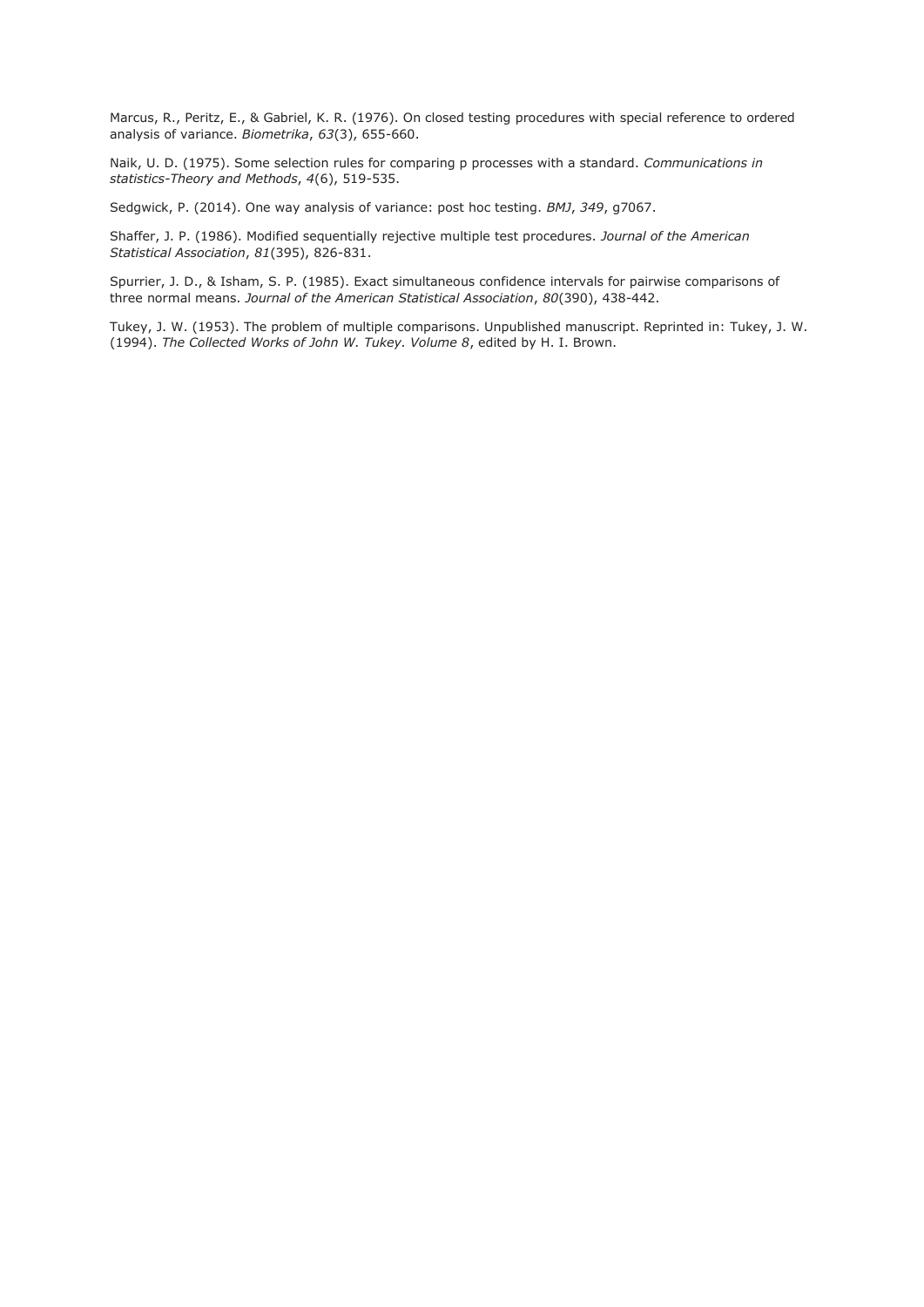Marcus, R., Peritz, E., & Gabriel, K. R. (1976). On closed testing procedures with special reference to ordered analysis of variance. *Biometrika*, *63*(3), 655-660.

Naik, U. D. (1975). Some selection rules for comparing p processes with a standard. *Communications in statistics-Theory and Methods*, *4*(6), 519-535.

Sedgwick, P. (2014). One way analysis of variance: post hoc testing. *BMJ*, *349*, g7067.

Shaffer, J. P. (1986). Modified sequentially rejective multiple test procedures. *Journal of the American Statistical Association*, *81*(395), 826-831.

Spurrier, J. D., & Isham, S. P. (1985). Exact simultaneous confidence intervals for pairwise comparisons of three normal means. *Journal of the American Statistical Association*, *80*(390), 438-442.

Tukey, J. W. (1953). The problem of multiple comparisons. Unpublished manuscript. Reprinted in: Tukey, J. W. (1994). *The Collected Works of John W. Tukey. Volume 8*, edited by H. I. Brown.